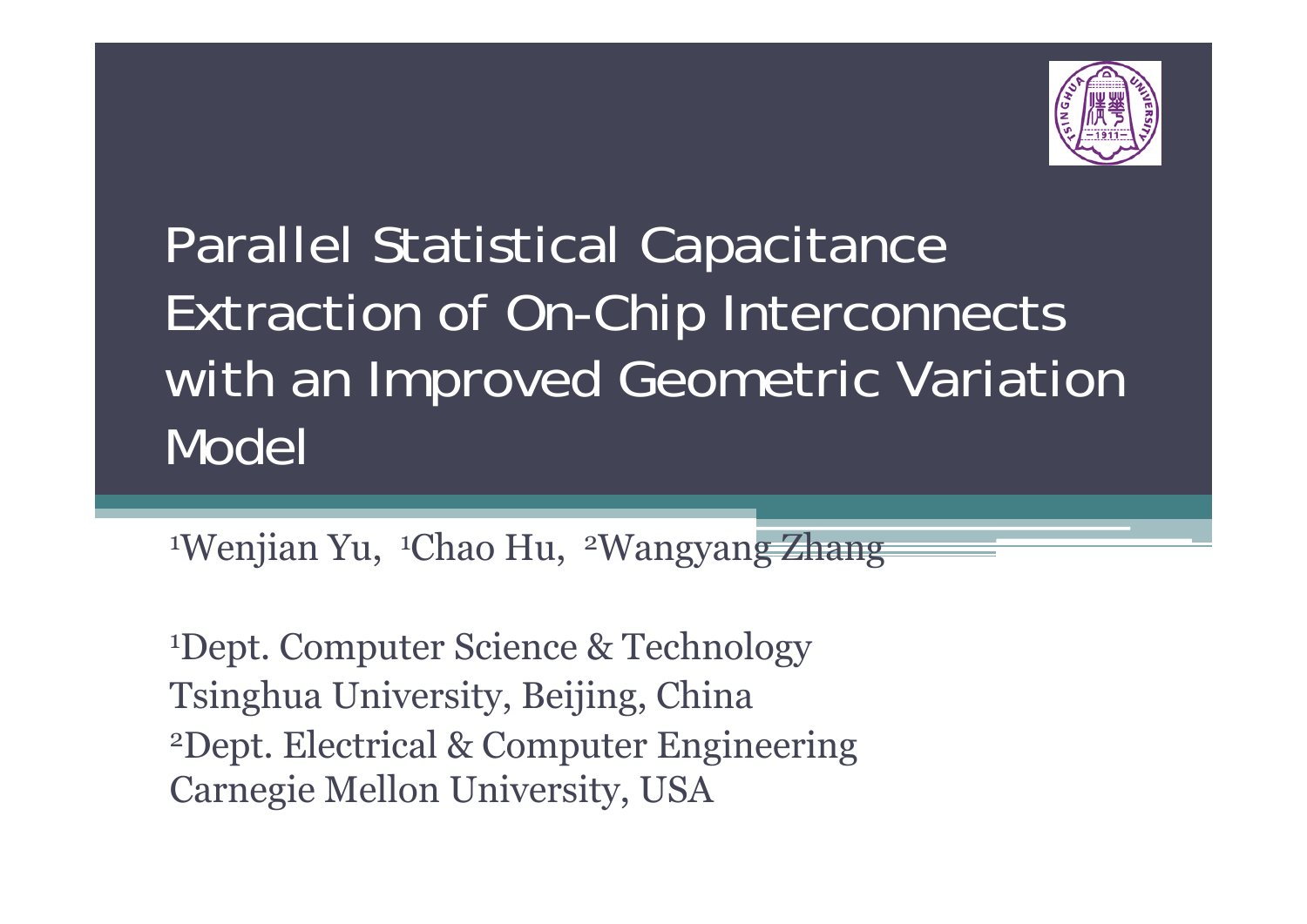# Parallel Statistical Capacitance Extraction of On-Chip Interconnects with an Improved Geometric Variation Model

[1]Wenjian Yu, [1]Chao Hu, [2]Wangyang Zhang

[1]Dept. Computer Science & Technology
Tsinghua University, Beijing, China
[2]Dept. Electrical & Computer Engineering
Carnegie Mellon University, USA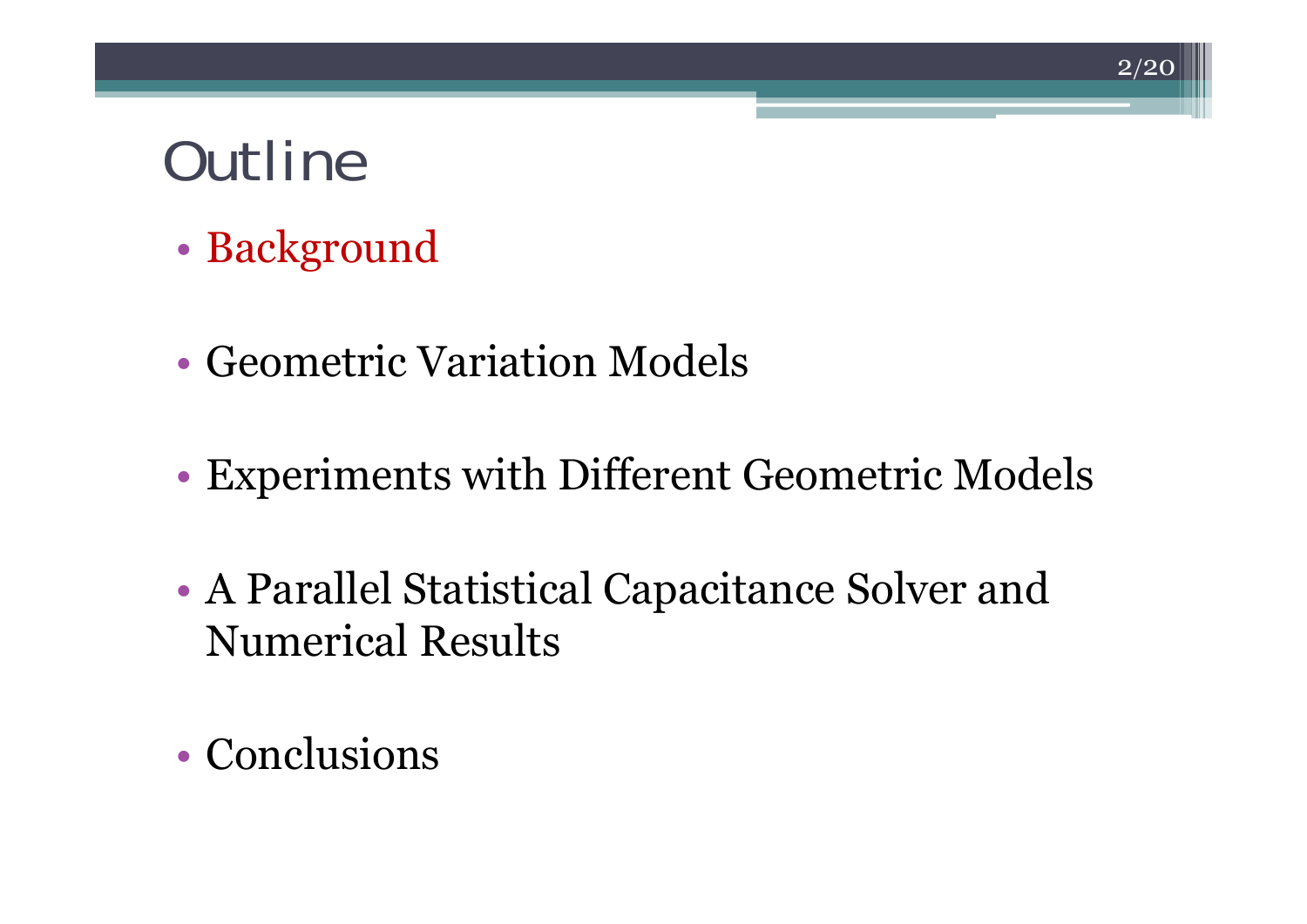# Outline

- Background
- Geometric Variation Models
- Experiments with Different Geometric Models
- A Parallel Statistical Capacitance Solver and Numerical Results
- Conclusions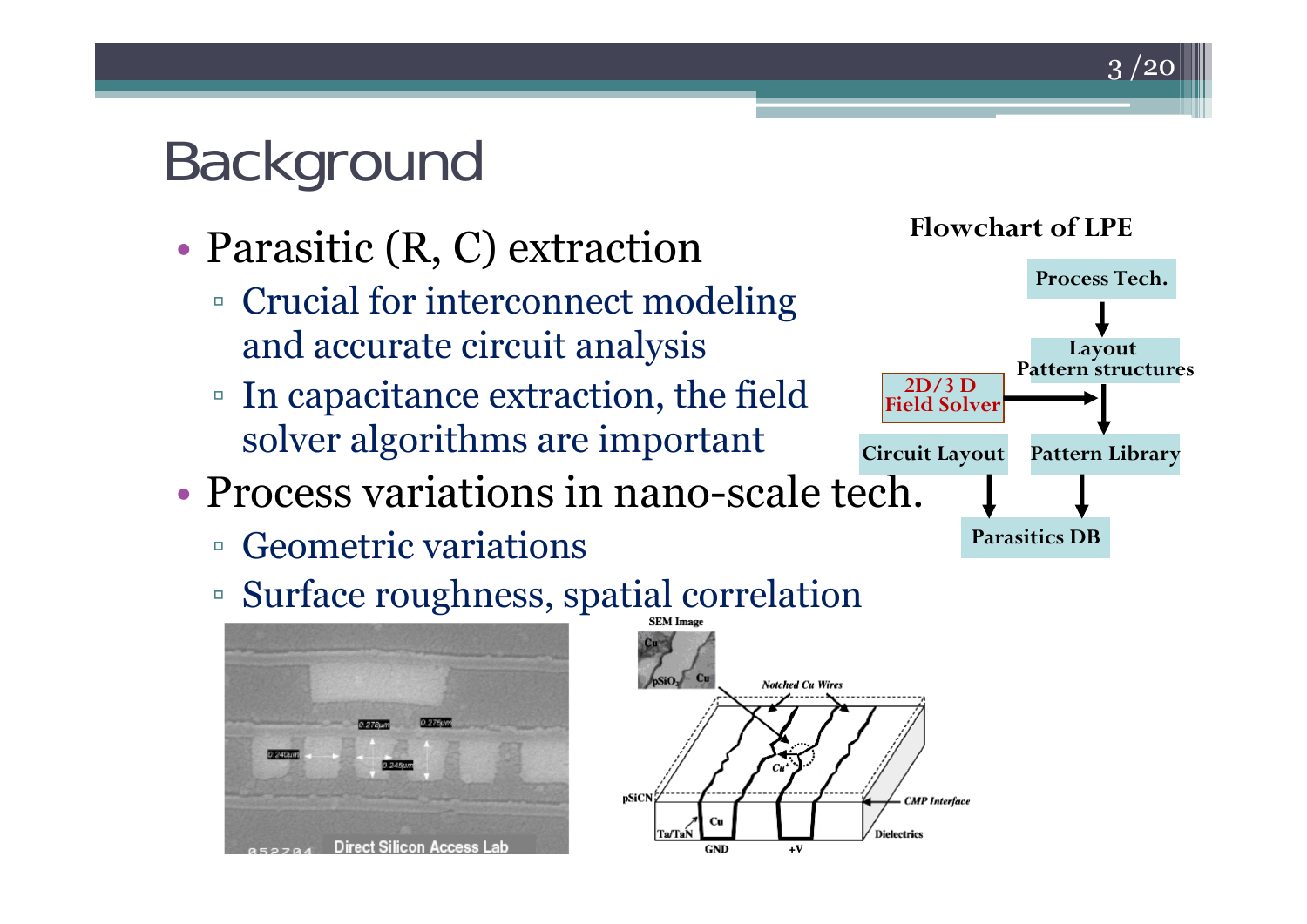# Background

- Parasitic (R, C) extraction
  - Crucial for interconnect modeling and accurate circuit analysis
  - In capacitance extraction, the field solver algorithms are important
- Process variations in nano-scale tech.
  - Geometric variations
  - Surface roughness, spatial correlation

**Flowchart of LPE**

Process Tech. → Layout Pattern structures → Pattern Library → Parasitics DB

2D/3 D Field Solver → Layout Pattern structures

Circuit Layout → Parasitics DB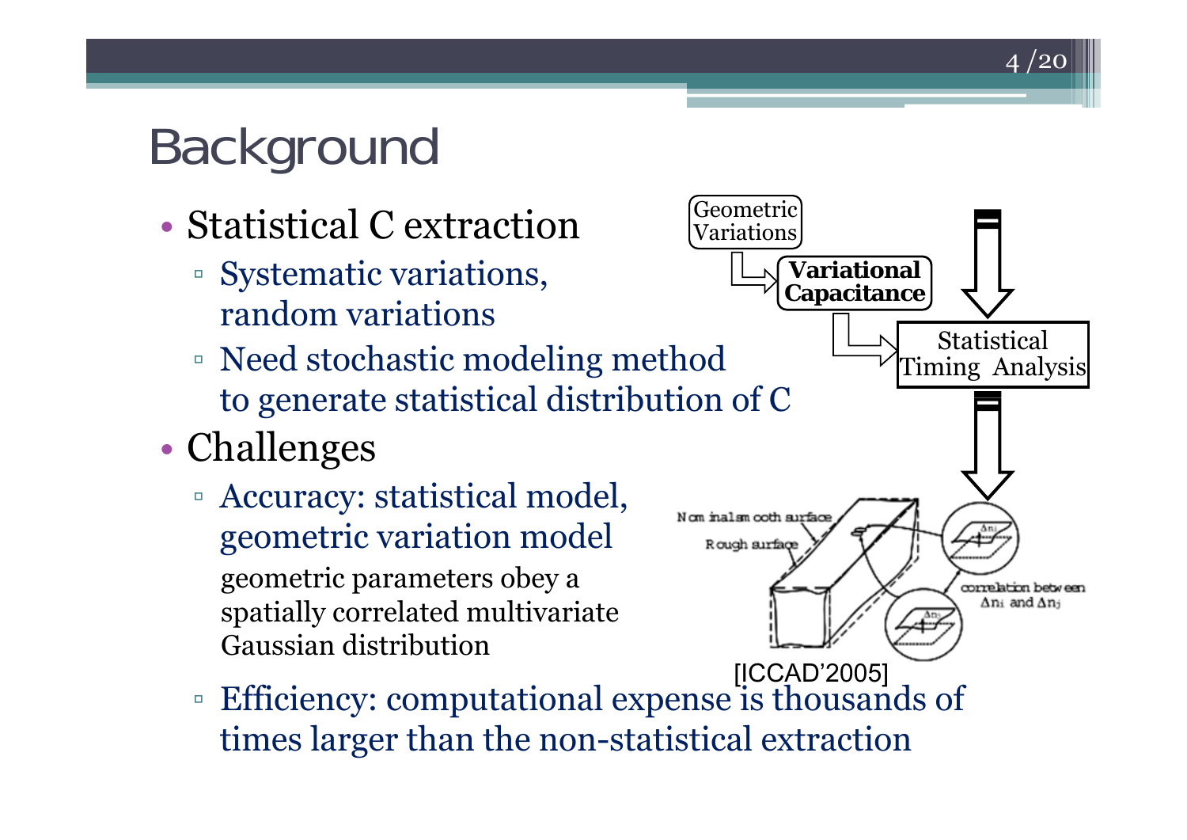# Background

- Statistical C extraction
  - Systematic variations, random variations
  - Need stochastic modeling method to generate statistical distribution of C
- Challenges
  - Accuracy: statistical model, geometric variation model

    geometric parameters obey a spatially correlated multivariate Gaussian distribution
  - Efficiency: computational expense is thousands of times larger than the non-statistical extraction

Geometric Variations → **Variational Capacitance** → Statistical Timing Analysis

Nominal smooth surface

Rough surface

correlation between $\Delta n_i$ and $\Delta n_j$

[ICCAD'2005]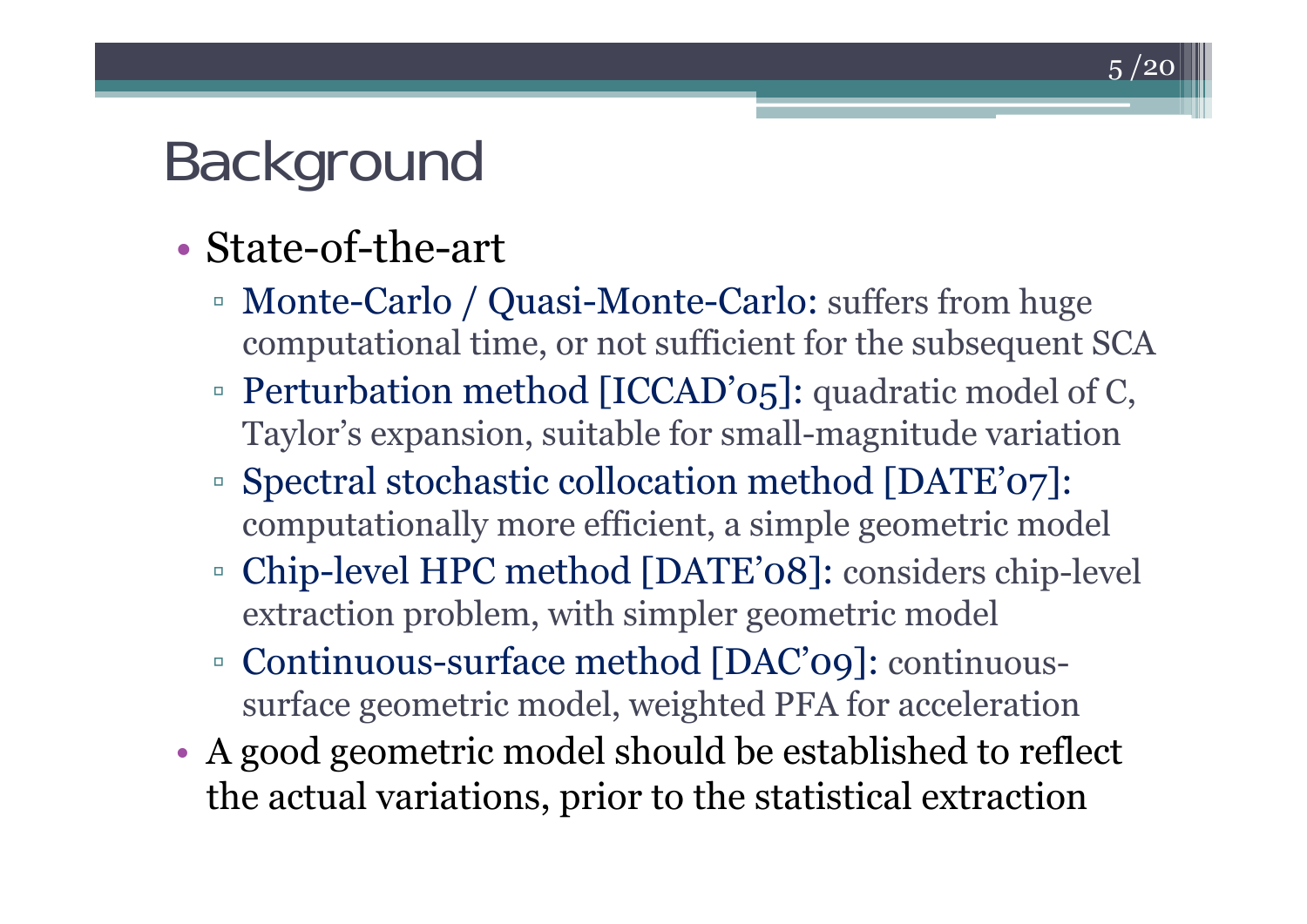# Background

- State-of-the-art
  - Monte-Carlo / Quasi-Monte-Carlo: suffers from huge computational time, or not sufficient for the subsequent SCA
  - Perturbation method [ICCAD'05]: quadratic model of C, Taylor's expansion, suitable for small-magnitude variation
  - Spectral stochastic collocation method [DATE'07]: computationally more efficient, a simple geometric model
  - Chip-level HPC method [DATE'08]: considers chip-level extraction problem, with simpler geometric model
  - Continuous-surface method [DAC'09]: continuous-surface geometric model, weighted PFA for acceleration
- A good geometric model should be established to reflect the actual variations, prior to the statistical extraction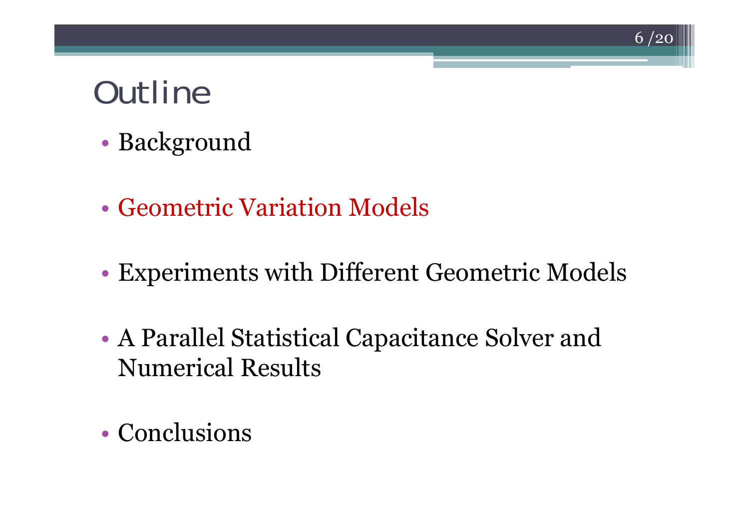# Outline

- Background
- Geometric Variation Models
- Experiments with Different Geometric Models
- A Parallel Statistical Capacitance Solver and Numerical Results
- Conclusions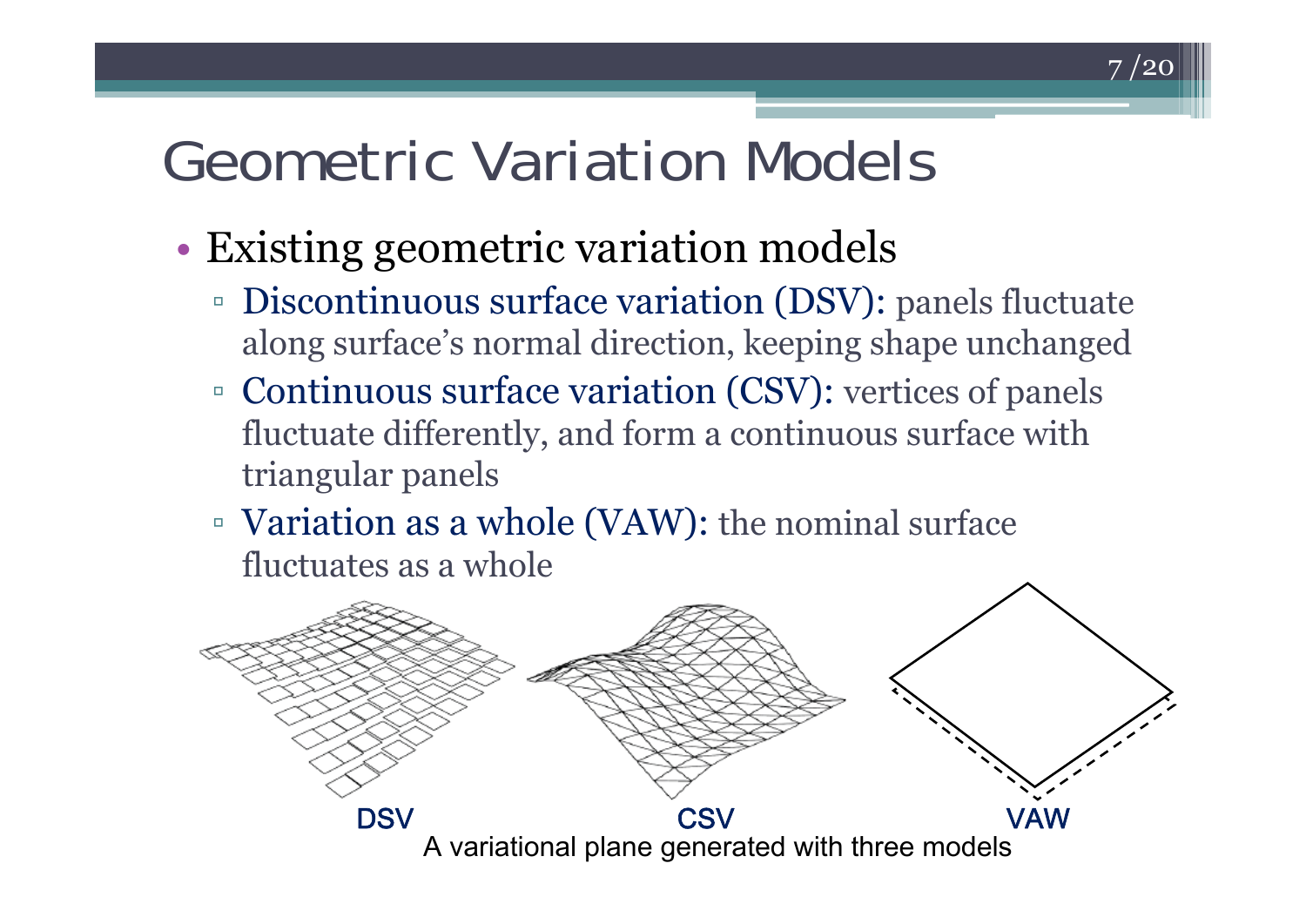# Geometric Variation Models

- Existing geometric variation models
  - Discontinuous surface variation (DSV): panels fluctuate along surface's normal direction, keeping shape unchanged
  - Continuous surface variation (CSV): vertices of panels fluctuate differently, and form a continuous surface with triangular panels
  - Variation as a whole (VAW): the nominal surface fluctuates as a whole

DSV CSV VAW

A variational plane generated with three models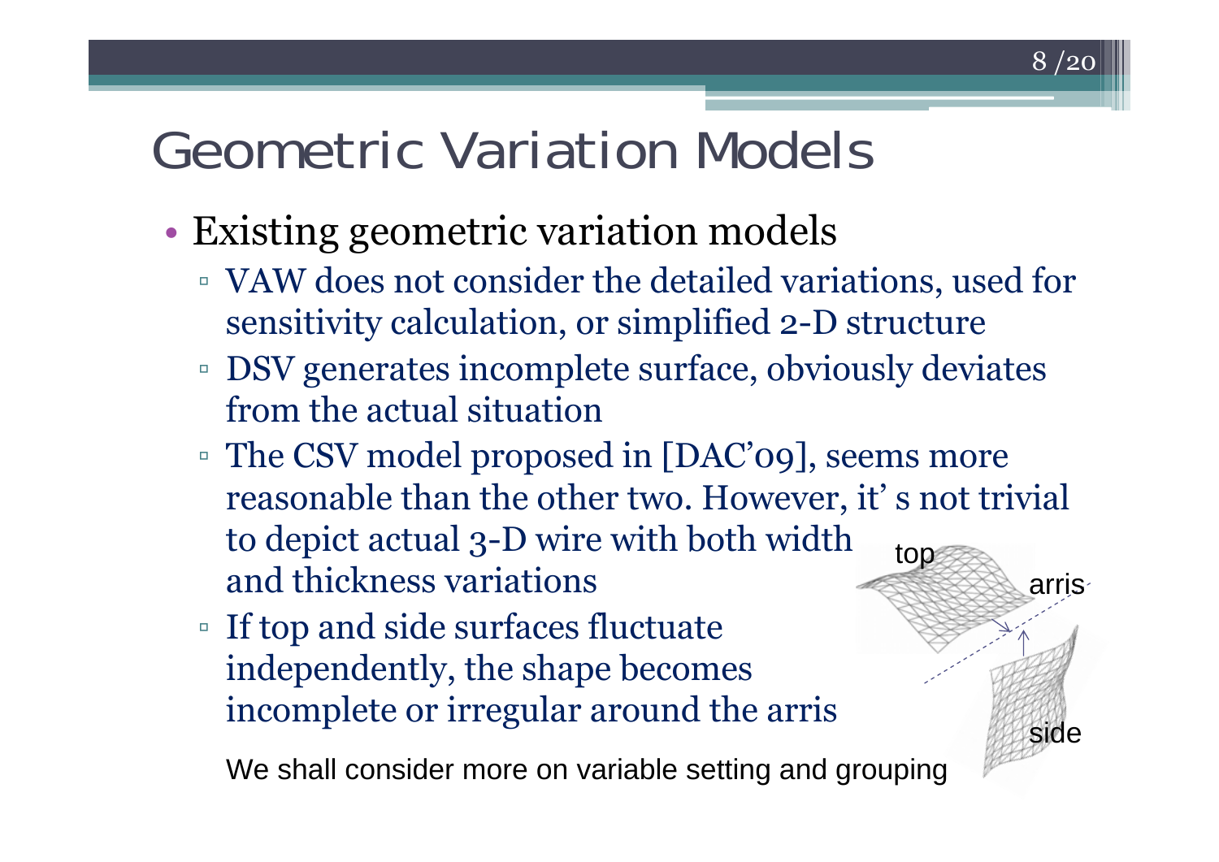# Geometric Variation Models

- Existing geometric variation models
  - VAW does not consider the detailed variations, used for sensitivity calculation, or simplified 2-D structure
  - DSV generates incomplete surface, obviously deviates from the actual situation
  - The CSV model proposed in [DAC'09], seems more reasonable than the other two. However, it' s not trivial to depict actual 3-D wire with both width and thickness variations
  - If top and side surfaces fluctuate independently, the shape becomes incomplete or irregular around the arris

top

arris

side

We shall consider more on variable setting and grouping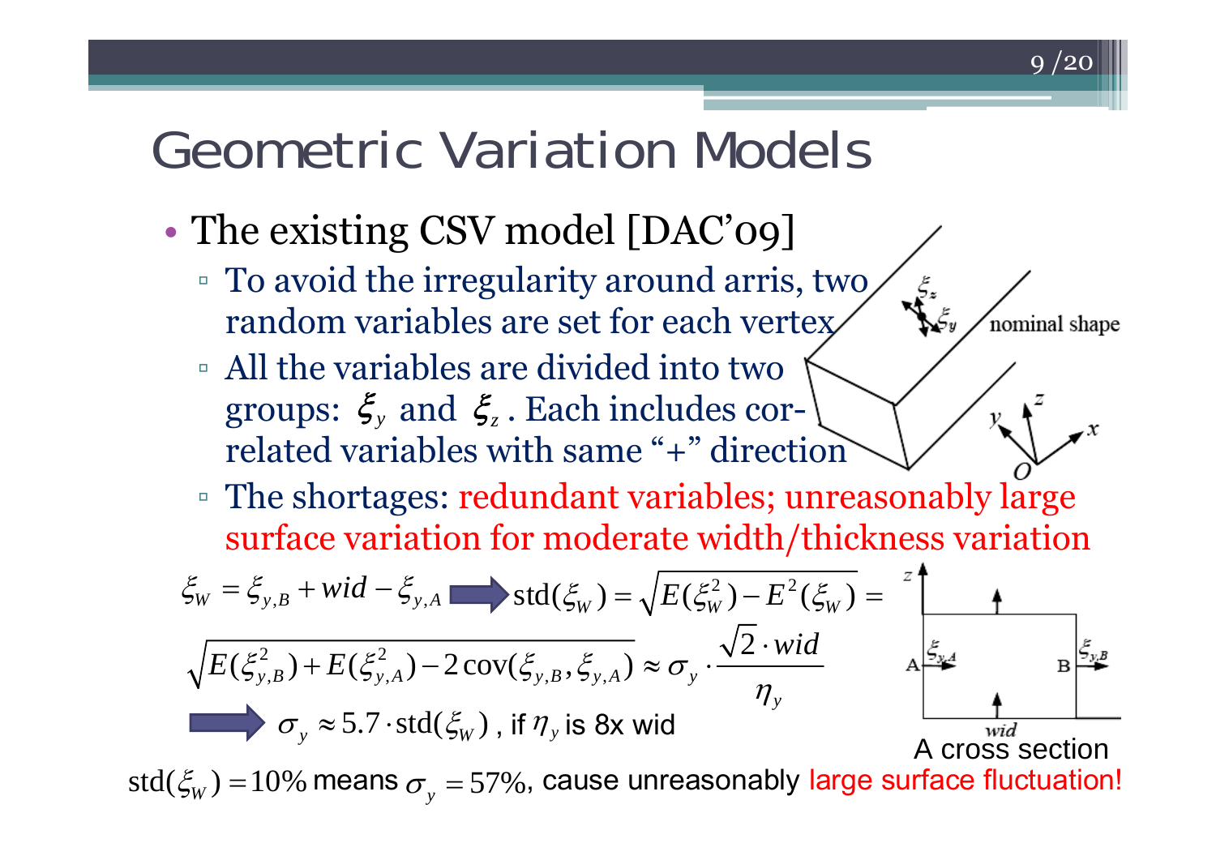# Geometric Variation Models

- The existing CSV model [DAC'09]
  - To avoid the irregularity around arris, two random variables are set for each vertex
  - All the variables are divided into two groups: $\xi_y$ and $\xi_z$. Each includes correlated variables with same "+" direction
  - The shortages: redundant variables; unreasonably large surface variation for moderate width/thickness variation

$$\xi_W = \xi_{y,B} + wid - \xi_{y,A} \Rightarrow \text{std}(\xi_W) = \sqrt{E(\xi_W^2) - E^2(\xi_W)} =$$

$$\sqrt{E(\xi_{y,B}^2) + E(\xi_{y,A}^2) - 2\,\text{cov}(\xi_{y,B}, \xi_{y,A})} \approx \sigma_y \cdot \frac{\sqrt{2} \cdot wid}{\eta_y}$$

$\Rightarrow \sigma_y \approx 5.7 \cdot \text{std}(\xi_W)$, if $\eta_y$ is 8x wid

A cross section

$\text{std}(\xi_W) = 10\%$ means $\sigma_y = 57\%$, cause unreasonably large surface fluctuation!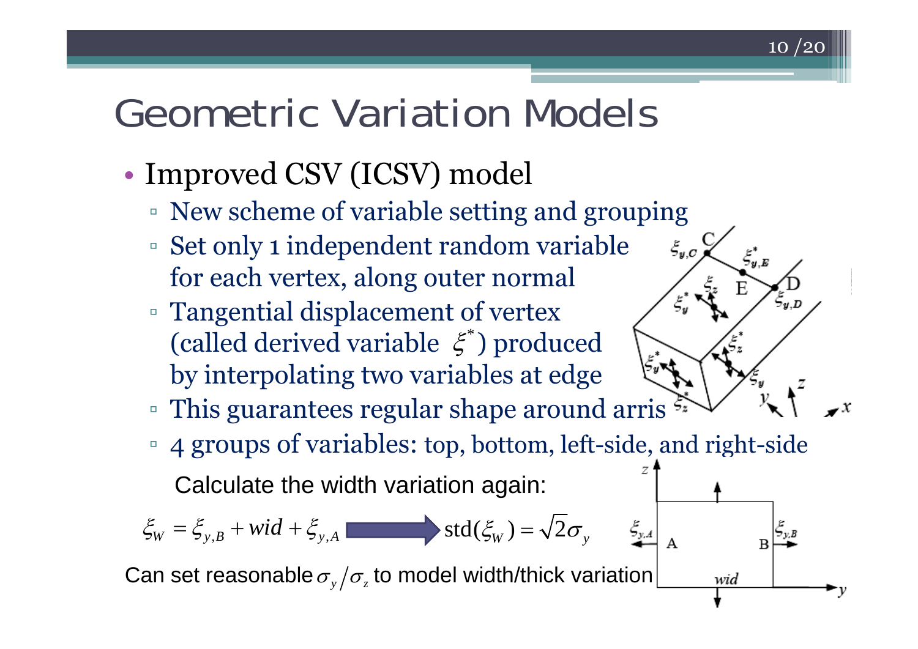# Geometric Variation Models

- Improved CSV (ICSV) model
  - New scheme of variable setting and grouping
  - Set only 1 independent random variable for each vertex, along outer normal
  - Tangential displacement of vertex (called derived variable $\xi^*$) produced by interpolating two variables at edge
  - This guarantees regular shape around arris
  - 4 groups of variables: top, bottom, left-side, and right-side

Calculate the width variation again:

$$\xi_W = \xi_{y,B} + wid + \xi_{y,A} \Rightarrow \text{std}(\xi_W) = \sqrt{2}\sigma_y$$

Can set reasonable $\sigma_y / \sigma_z$ to model width/thick variation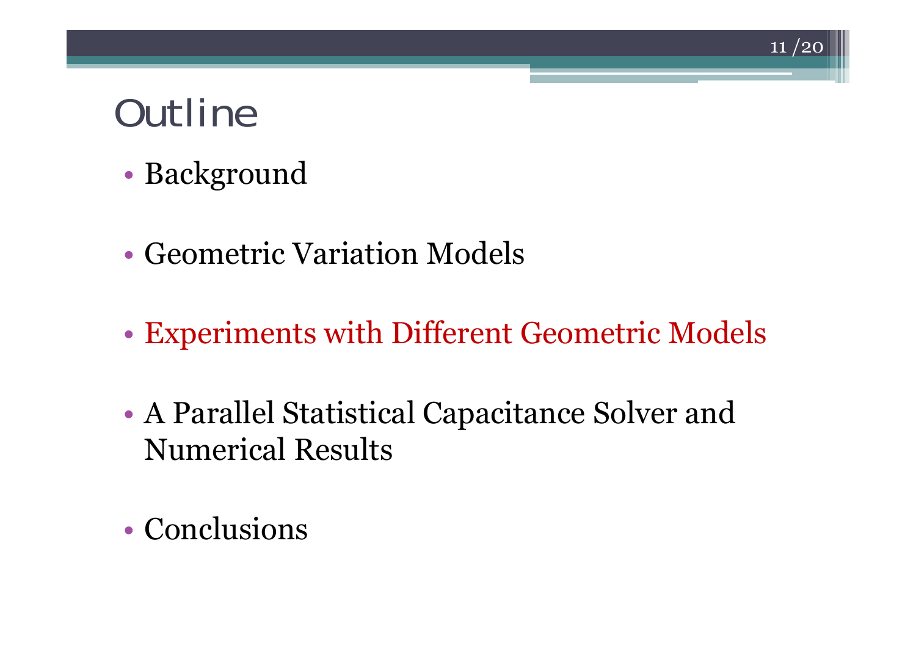# Outline

- Background
- Geometric Variation Models
- Experiments with Different Geometric Models
- A Parallel Statistical Capacitance Solver and Numerical Results
- Conclusions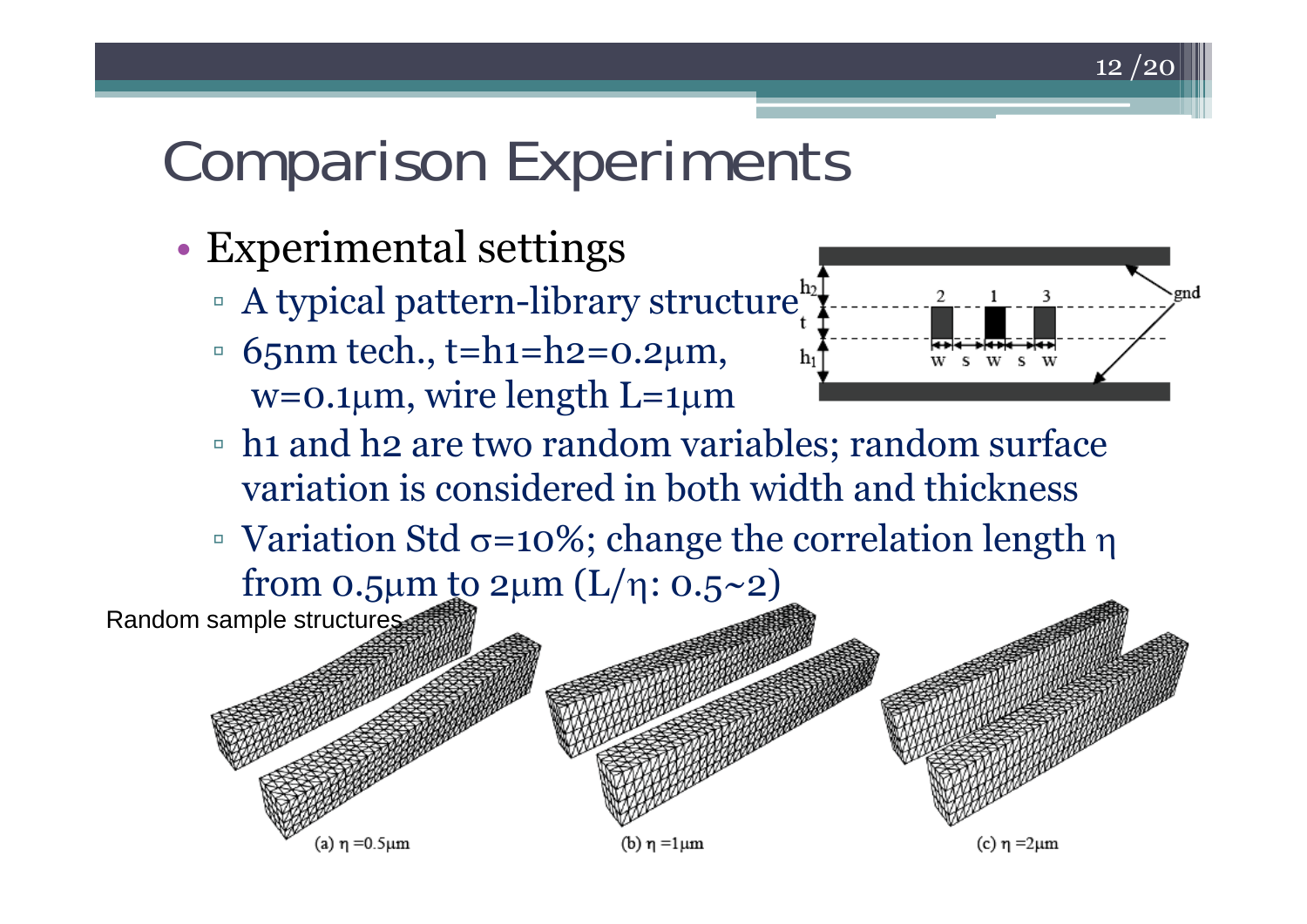# Comparison Experiments

- Experimental settings
  - A typical pattern-library structure
  - 65nm tech., $t=h_1=h_2=0.2\mu m$, $w=0.1\mu m$, wire length $L=1\mu m$
  - h1 and h2 are two random variables; random surface variation is considered in both width and thickness
  - Variation Std $\sigma=10\%$; change the correlation length $\eta$ from $0.5\mu m$ to $2\mu m$ ($L/\eta$: 0.5~2)

Random sample structures

(a) $\eta = 0.5\mu m$

(b) $\eta = 1\mu m$

(c) $\eta = 2\mu m$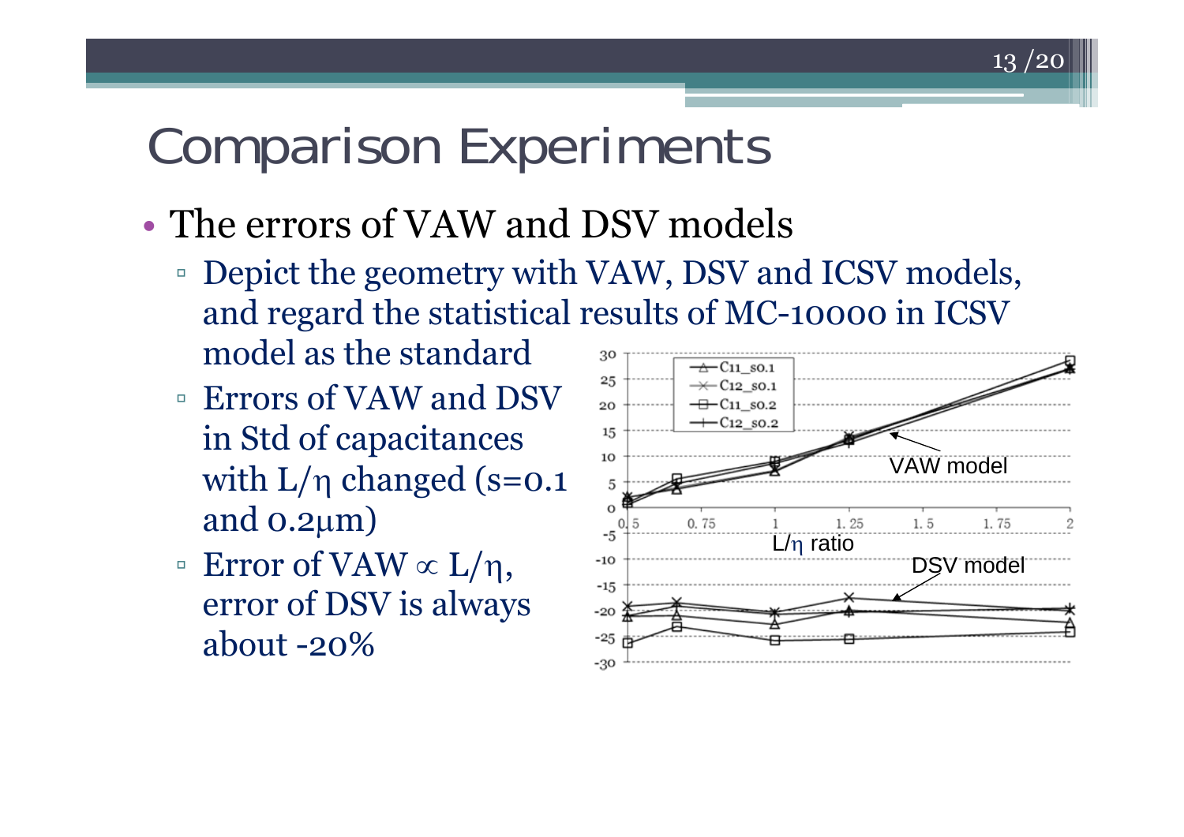# Comparison Experiments

- The errors of VAW and DSV models
  - Depict the geometry with VAW, DSV and ICSV models, and regard the statistical results of MC-10000 in ICSV model as the standard
  - Errors of VAW and DSV in Std of capacitances with $L/\eta$ changed (s=0.1 and 0.2μm)
  - Error of VAW $\propto L/\eta$, error of DSV is always about -20%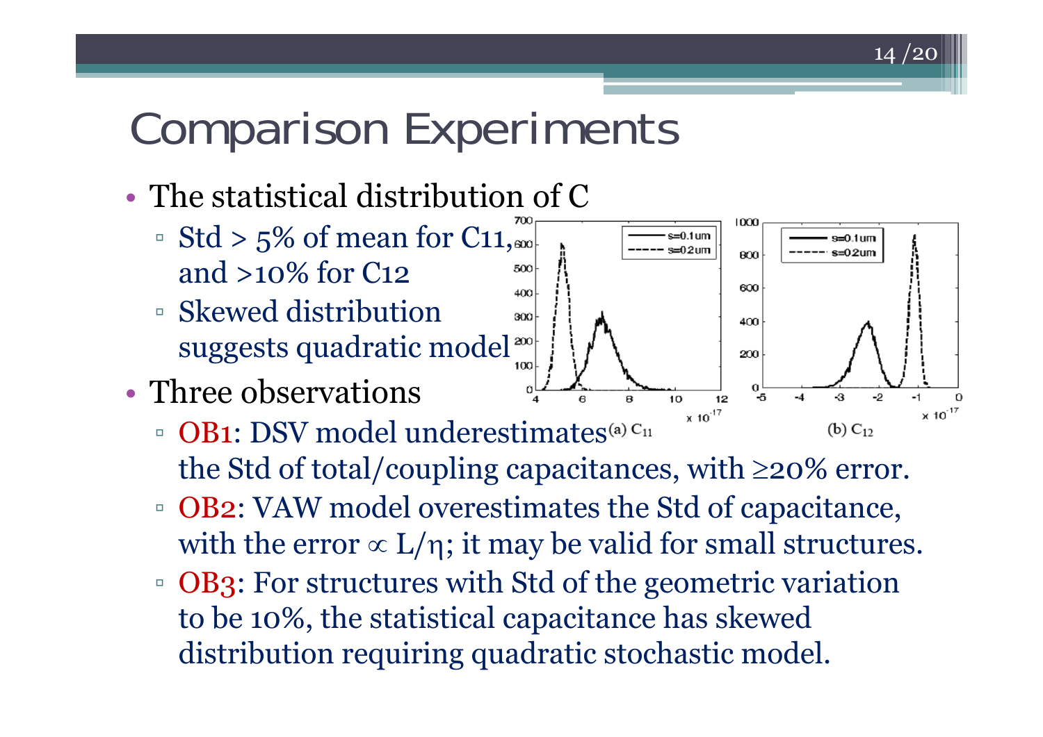# Comparison Experiments

- The statistical distribution of C
  - Std > 5% of mean for C11, and >10% for C12
  - Skewed distribution suggests quadratic model
- Three observations
  - OB1: DSV model underestimates the Std of total/coupling capacitances, with ≥20% error.
  - OB2: VAW model overestimates the Std of capacitance, with the error $\propto L/\eta$; it may be valid for small structures.
  - OB3: For structures with Std of the geometric variation to be 10%, the statistical capacitance has skewed distribution requiring quadratic stochastic model.

(a) $C_{11}$

(b) $C_{12}$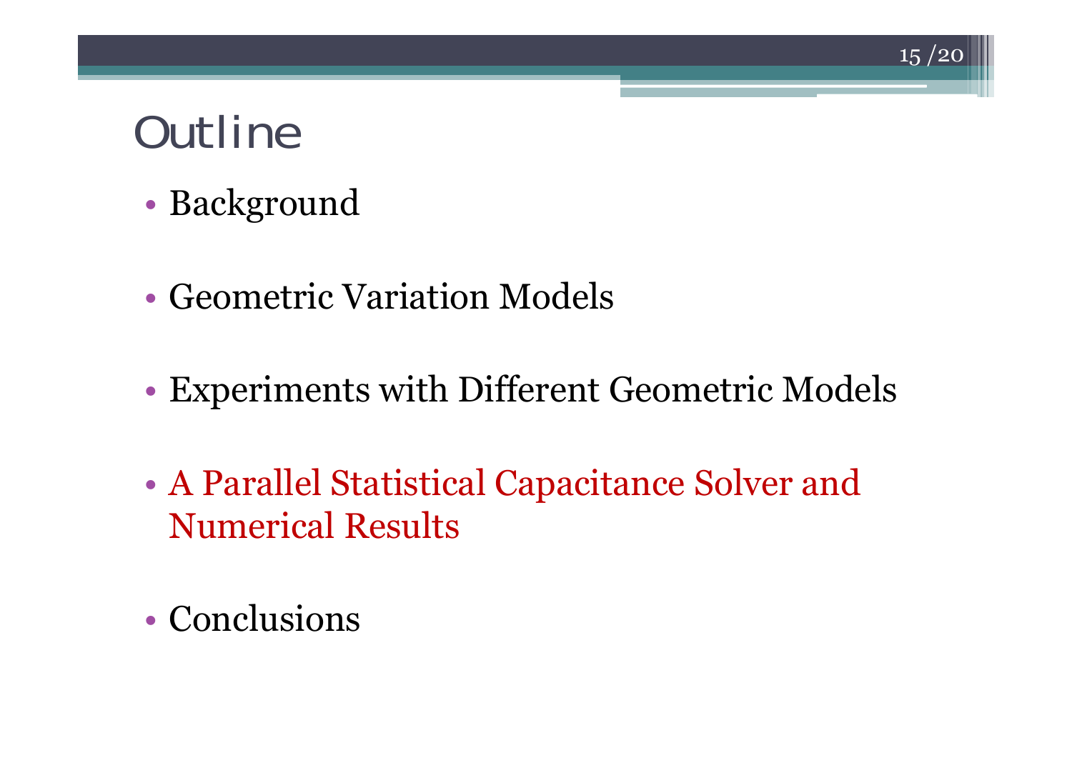# Outline

- Background
- Geometric Variation Models
- Experiments with Different Geometric Models
- A Parallel Statistical Capacitance Solver and Numerical Results
- Conclusions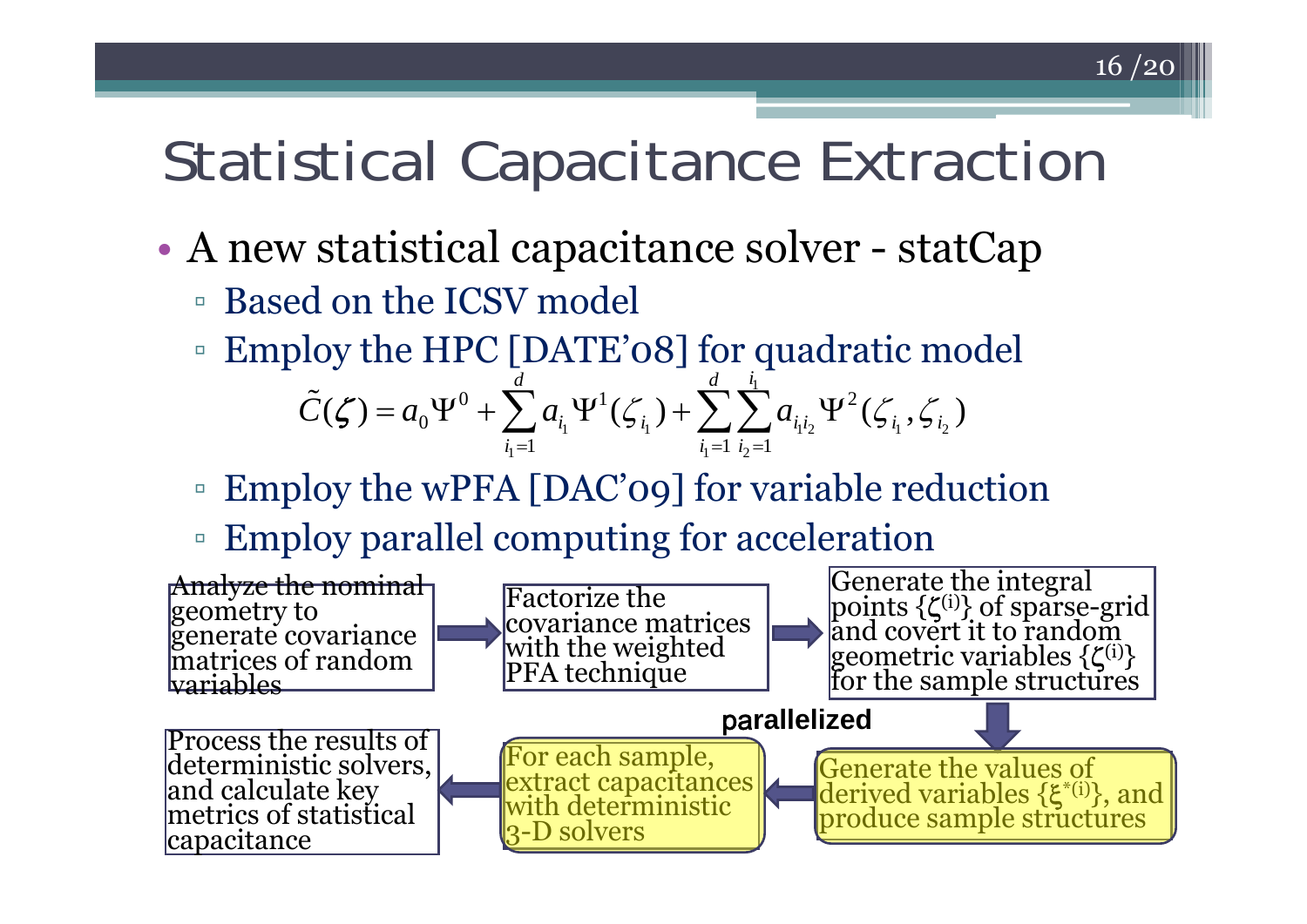# Statistical Capacitance Extraction

- A new statistical capacitance solver - statCap
  - Based on the ICSV model
  - Employ the HPC [DATE'08] for quadratic model

$$\tilde{C}(\zeta) = a_0 \Psi^0 + \sum_{i_1=1}^{d} a_{i_1} \Psi^1(\zeta_{i_1}) + \sum_{i_1=1}^{d} \sum_{i_2=1}^{i_1} a_{i_1 i_2} \Psi^2(\zeta_{i_1}, \zeta_{i_2})$$

  - Employ the wPFA [DAC'09] for variable reduction
  - Employ parallel computing for acceleration

Analyze the nominal geometry to generate covariance matrices of random variables → Factorize the covariance matrices with the weighted PFA technique → Generate the integral points $\{\zeta^{(i)}\}$ of sparse-grid and covert it to random geometric variables $\{\zeta^{(i)}\}$ for the sample structures → Generate the values of derived variables $\{\xi^{*(i)}\}$, and produce sample structures → For each sample, extract capacitances with deterministic 3-D solvers → Process the results of deterministic solvers, and calculate key metrics of statistical capacitance

**parallelized**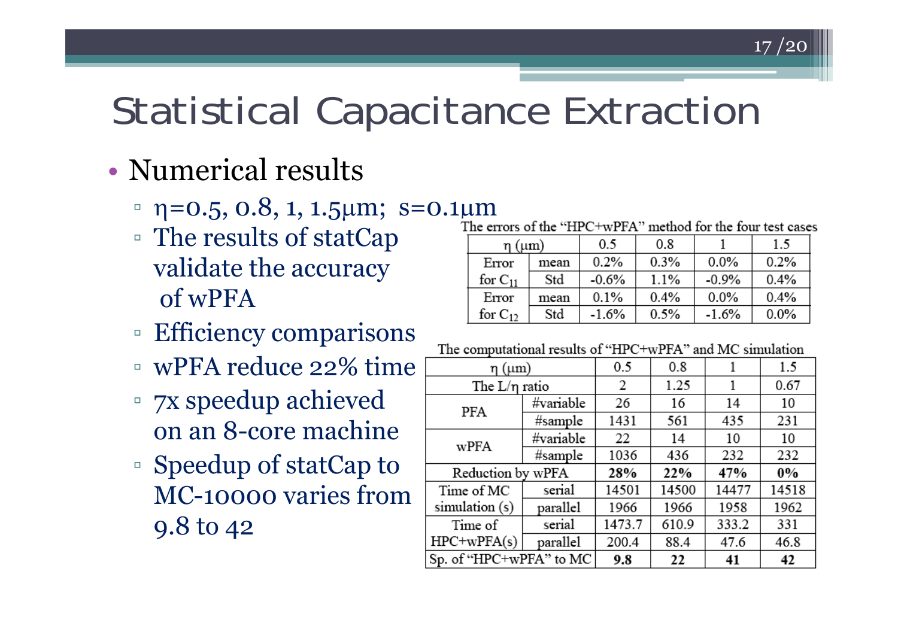// Statistical Capacitance Extraction

- Numerical results
  - $\eta$=0.5, 0.8, 1, 1.5μm; s=0.1μm
  - The results of statCap validate the accuracy of wPFA
  - Efficiency comparisons
  - wPFA reduce 22% time
  - 7x speedup achieved on an 8-core machine
  - Speedup of statCap to MC-10000 varies from 9.8 to 42

The errors of the "HPC+wPFA" method for the four test cases

| $\eta$ (μm) | | 0.5 | 0.8 | 1 | 1.5 |
|---|---|---|---|---|---|
| Error for $C_{11}$ | mean | 0.2% | 0.3% | 0.0% | 0.2% |
| | Std | -0.6% | 1.1% | -0.9% | 0.4% |
| Error for $C_{12}$ | mean | 0.1% | 0.4% | 0.0% | 0.4% |
| | Std | -1.6% | 0.5% | -1.6% | 0.0% |

The computational results of "HPC+wPFA" and MC simulation

| $\eta$ (μm) | | 0.5 | 0.8 | 1 | 1.5 |
|---|---|---|---|---|---|
| The L/$\eta$ ratio | | 2 | 1.25 | 1 | 0.67 |
| PFA | #variable | 26 | 16 | 14 | 10 |
| | #sample | 1431 | 561 | 435 | 231 |
| wPFA | #variable | 22 | 14 | 10 | 10 |
| | #sample | 1036 | 436 | 232 | 232 |
| Reduction by wPFA | | **28%** | **22%** | **47%** | **0%** |
| Time of MC simulation (s) | serial | 14501 | 14500 | 14477 | 14518 |
| | parallel | 1966 | 1966 | 1958 | 1962 |
| Time of HPC+wPFA(s) | serial | 1473.7 | 610.9 | 333.2 | 331 |
| | parallel | 200.4 | 88.4 | 47.6 | 46.8 |
| Sp. of "HPC+wPFA" to MC | | **9.8** | **22** | **41** | **42** |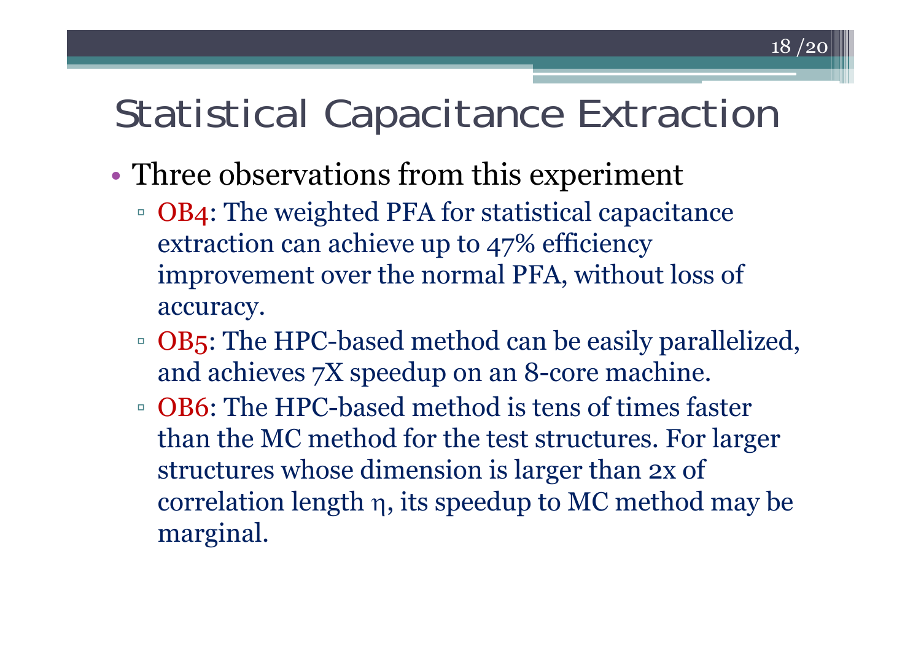# Statistical Capacitance Extraction

- Three observations from this experiment
  - OB4: The weighted PFA for statistical capacitance extraction can achieve up to 47% efficiency improvement over the normal PFA, without loss of accuracy.
  - OB5: The HPC-based method can be easily parallelized, and achieves 7X speedup on an 8-core machine.
  - OB6: The HPC-based method is tens of times faster than the MC method for the test structures. For larger structures whose dimension is larger than 2x of correlation length $\eta$, its speedup to MC method may be marginal.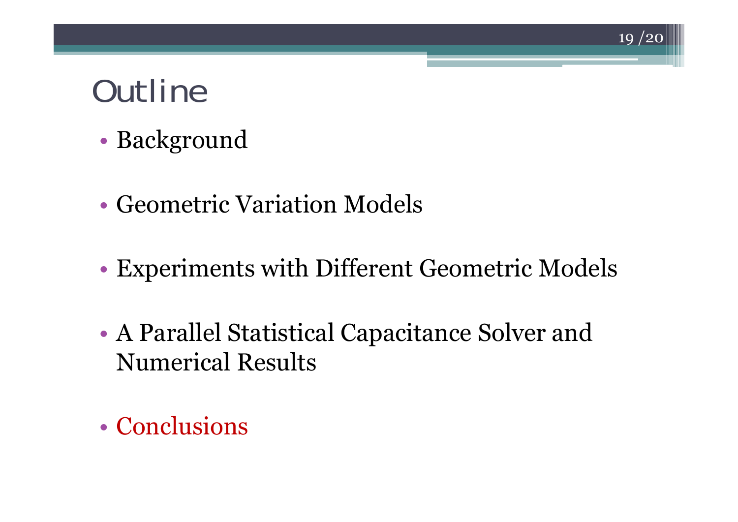# Outline

- Background
- Geometric Variation Models
- Experiments with Different Geometric Models
- A Parallel Statistical Capacitance Solver and Numerical Results
- Conclusions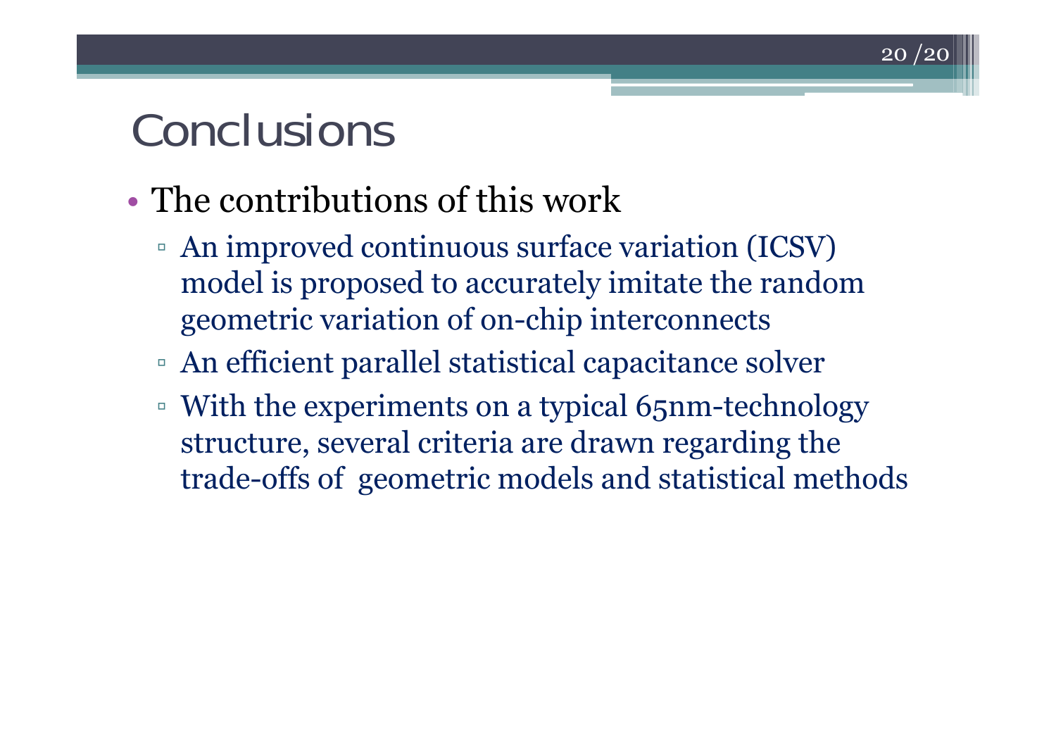# Conclusions

- The contributions of this work
  - An improved continuous surface variation (ICSV) model is proposed to accurately imitate the random geometric variation of on-chip interconnects
  - An efficient parallel statistical capacitance solver
  - With the experiments on a typical 65nm-technology structure, several criteria are drawn regarding the trade-offs of geometric models and statistical methods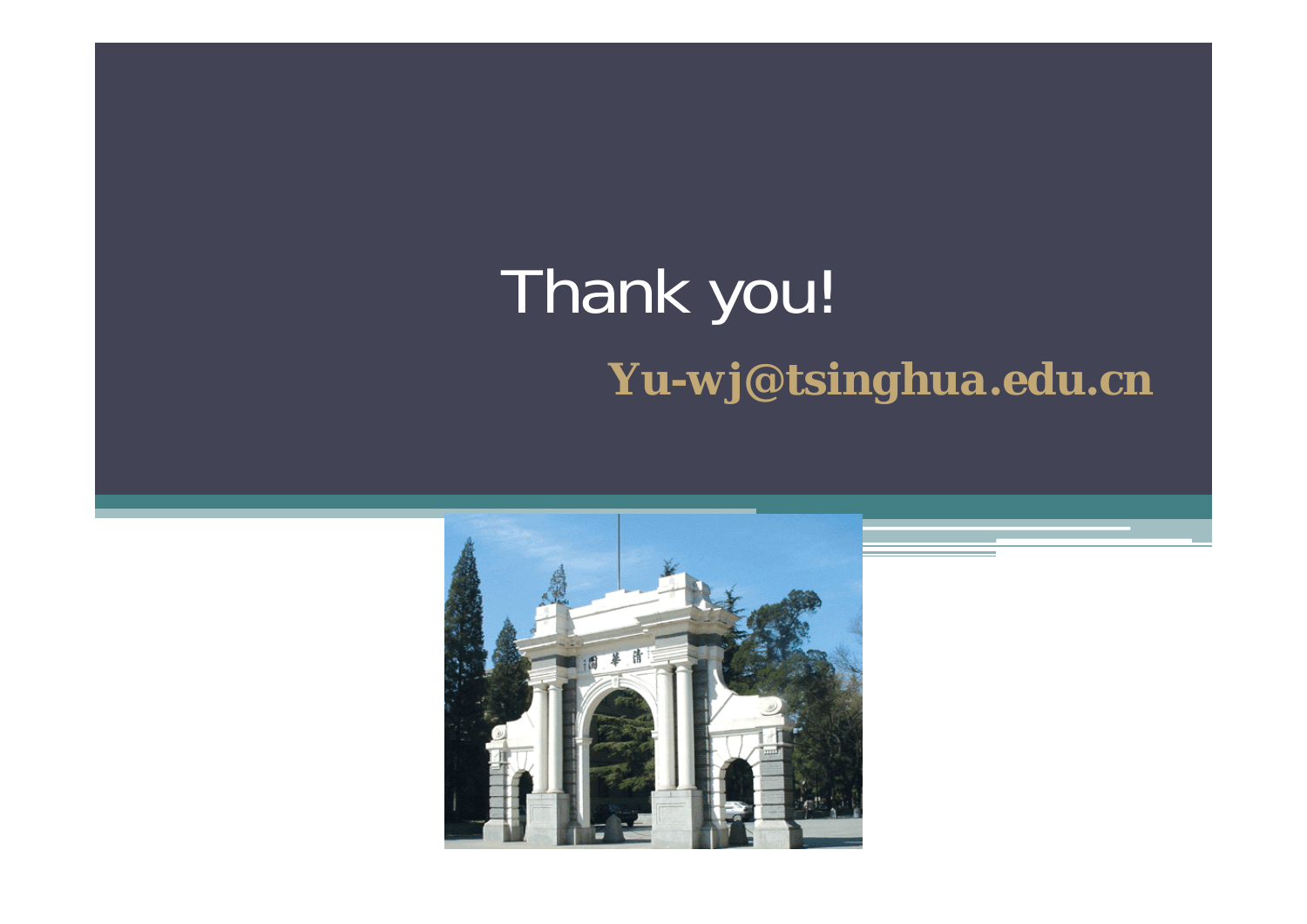# Thank you!

**Yu-wj@tsinghua.edu.cn**